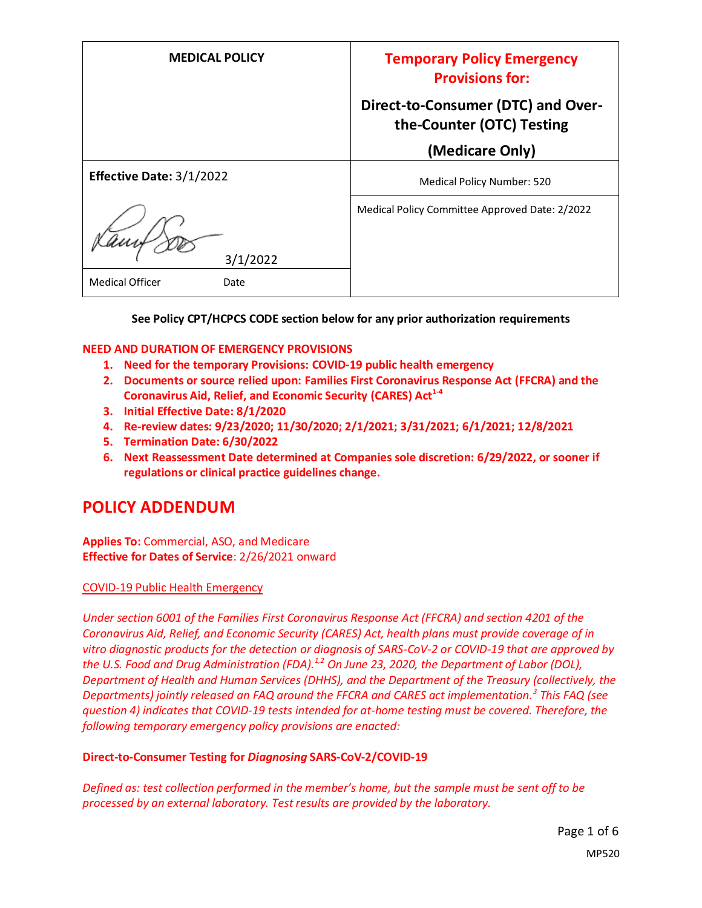| MEDICAL POLICY | Temporary Policy Emergency Provisions for: Direct-to-Consumer (DTC) and Over-the-Counter (OTC) Testing (Medicare Only) |
|---|---|
| **Effective Date:** 3/1/2022 | Medical Policy Number: 520 |
| 3/1/2022 | Medical Policy Committee Approved Date: 2/2022 |
| Medical Officer Date | |

**See Policy CPT/HCPCS CODE section below for any prior authorization requirements**

**NEED AND DURATION OF EMERGENCY PROVISIONS**

1. **Need for the temporary Provisions: COVID-19 public health emergency**
2. **Documents or source relied upon: Families First Coronavirus Response Act (FFCRA) and the Coronavirus Aid, Relief, and Economic Security (CARES) Act[1-4]**
3. **Initial Effective Date: 8/1/2020**
4. **Re-review dates: 9/23/2020; 11/30/2020; 2/1/2021; 3/31/2021; 6/1/2021; 12/8/2021**
5. **Termination Date: 6/30/2022**
6. **Next Reassessment Date determined at Companies sole discretion: 6/29/2022, or sooner if regulations or clinical practice guidelines change.**

# POLICY ADDENDUM

**Applies To:** Commercial, ASO, and Medicare
**Effective for Dates of Service**: 2/26/2021 onward

COVID-19 Public Health Emergency

*Under section 6001 of the Families First Coronavirus Response Act (FFCRA) and section 4201 of the Coronavirus Aid, Relief, and Economic Security (CARES) Act, health plans must provide coverage of in vitro diagnostic products for the detection or diagnosis of SARS-CoV-2 or COVID-19 that are approved by the U.S. Food and Drug Administration (FDA).[1,2] On June 23, 2020, the Department of Labor (DOL), Department of Health and Human Services (DHHS), and the Department of the Treasury (collectively, the Departments) jointly released an FAQ around the FFCRA and CARES act implementation.[3] This FAQ (see question 4) indicates that COVID-19 tests intended for at-home testing must be covered. Therefore, the following temporary emergency policy provisions are enacted:*

**Direct-to-Consumer Testing for *Diagnosing* SARS-CoV-2/COVID-19**

*Defined as: test collection performed in the member's home, but the sample must be sent off to be processed by an external laboratory. Test results are provided by the laboratory.*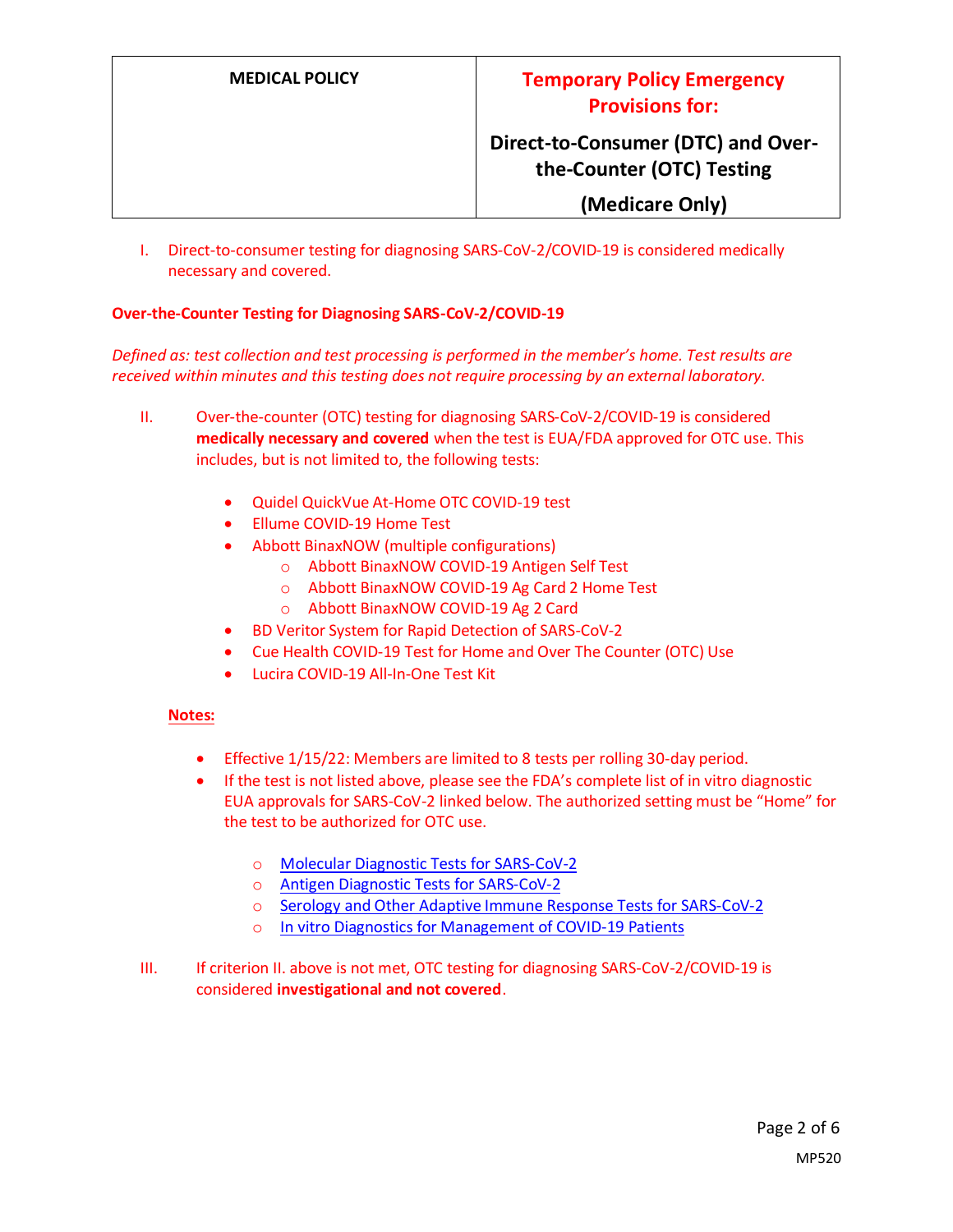| MEDICAL POLICY | **Temporary Policy Emergency Provisions for:** **Direct-to-Consumer (DTC) and Over-the-Counter (OTC) Testing** **(Medicare Only)** |
| --- | --- |

I. Direct-to-consumer testing for diagnosing SARS-CoV-2/COVID-19 is considered medically necessary and covered.

**Over-the-Counter Testing for Diagnosing SARS-CoV-2/COVID-19**

*Defined as: test collection and test processing is performed in the member's home. Test results are received within minutes and this testing does not require processing by an external laboratory.*

II. Over-the-counter (OTC) testing for diagnosing SARS-CoV-2/COVID-19 is considered **medically necessary and covered** when the test is EUA/FDA approved for OTC use. This includes, but is not limited to, the following tests:

- Quidel QuickVue At-Home OTC COVID-19 test
- Ellume COVID-19 Home Test
- Abbott BinaxNOW (multiple configurations)
    - Abbott BinaxNOW COVID-19 Antigen Self Test
    - Abbott BinaxNOW COVID-19 Ag Card 2 Home Test
    - Abbott BinaxNOW COVID-19 Ag 2 Card
- BD Veritor System for Rapid Detection of SARS-CoV-2
- Cue Health COVID-19 Test for Home and Over The Counter (OTC) Use
- Lucira COVID-19 All-In-One Test Kit

**Notes:**

- Effective 1/15/22: Members are limited to 8 tests per rolling 30-day period.
- If the test is not listed above, please see the FDA's complete list of in vitro diagnostic EUA approvals for SARS-CoV-2 linked below. The authorized setting must be "Home" for the test to be authorized for OTC use.
    - Molecular Diagnostic Tests for SARS-CoV-2
    - Antigen Diagnostic Tests for SARS-CoV-2
    - Serology and Other Adaptive Immune Response Tests for SARS-CoV-2
    - In vitro Diagnostics for Management of COVID-19 Patients

III. If criterion II. above is not met, OTC testing for diagnosing SARS-CoV-2/COVID-19 is considered **investigational and not covered**.

MP520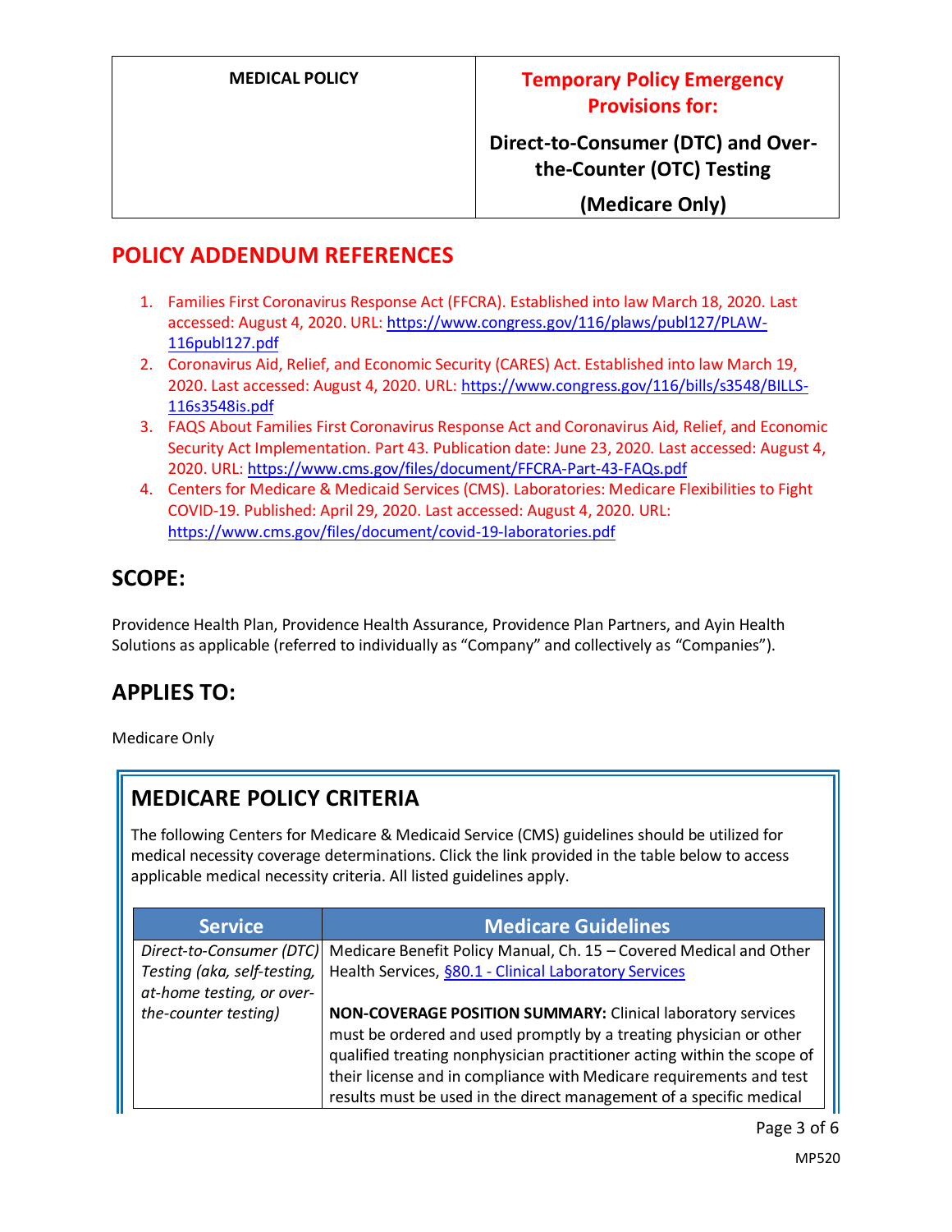| MEDICAL POLICY | Temporary Policy Emergency Provisions for: Direct-to-Consumer (DTC) and Over-the-Counter (OTC) Testing (Medicare Only) |
|---|---|

## POLICY ADDENDUM REFERENCES

1. Families First Coronavirus Response Act (FFCRA). Established into law March 18, 2020. Last accessed: August 4, 2020. URL: https://www.congress.gov/116/plaws/publ127/PLAW-116publ127.pdf
2. Coronavirus Aid, Relief, and Economic Security (CARES) Act. Established into law March 19, 2020. Last accessed: August 4, 2020. URL: https://www.congress.gov/116/bills/s3548/BILLS-116s3548is.pdf
3. FAQS About Families First Coronavirus Response Act and Coronavirus Aid, Relief, and Economic Security Act Implementation. Part 43. Publication date: June 23, 2020. Last accessed: August 4, 2020. URL: https://www.cms.gov/files/document/FFCRA-Part-43-FAQs.pdf
4. Centers for Medicare & Medicaid Services (CMS). Laboratories: Medicare Flexibilities to Fight COVID-19. Published: April 29, 2020. Last accessed: August 4, 2020. URL: https://www.cms.gov/files/document/covid-19-laboratories.pdf

## SCOPE:

Providence Health Plan, Providence Health Assurance, Providence Plan Partners, and Ayin Health Solutions as applicable (referred to individually as "Company" and collectively as "Companies").

## APPLIES TO:

Medicare Only

## MEDICARE POLICY CRITERIA

The following Centers for Medicare & Medicaid Service (CMS) guidelines should be utilized for medical necessity coverage determinations. Click the link provided in the table below to access applicable medical necessity criteria. All listed guidelines apply.

| Service | Medicare Guidelines |
|---|---|
| *Direct-to-Consumer (DTC) Testing (aka, self-testing, at-home testing, or over-the-counter testing)* | Medicare Benefit Policy Manual, Ch. 15 – Covered Medical and Other Health Services, §80.1 - Clinical Laboratory Services<br><br>**NON-COVERAGE POSITION SUMMARY:** Clinical laboratory services must be ordered and used promptly by a treating physician or other qualified treating nonphysician practitioner acting within the scope of their license and in compliance with Medicare requirements and test results must be used in the direct management of a specific medical |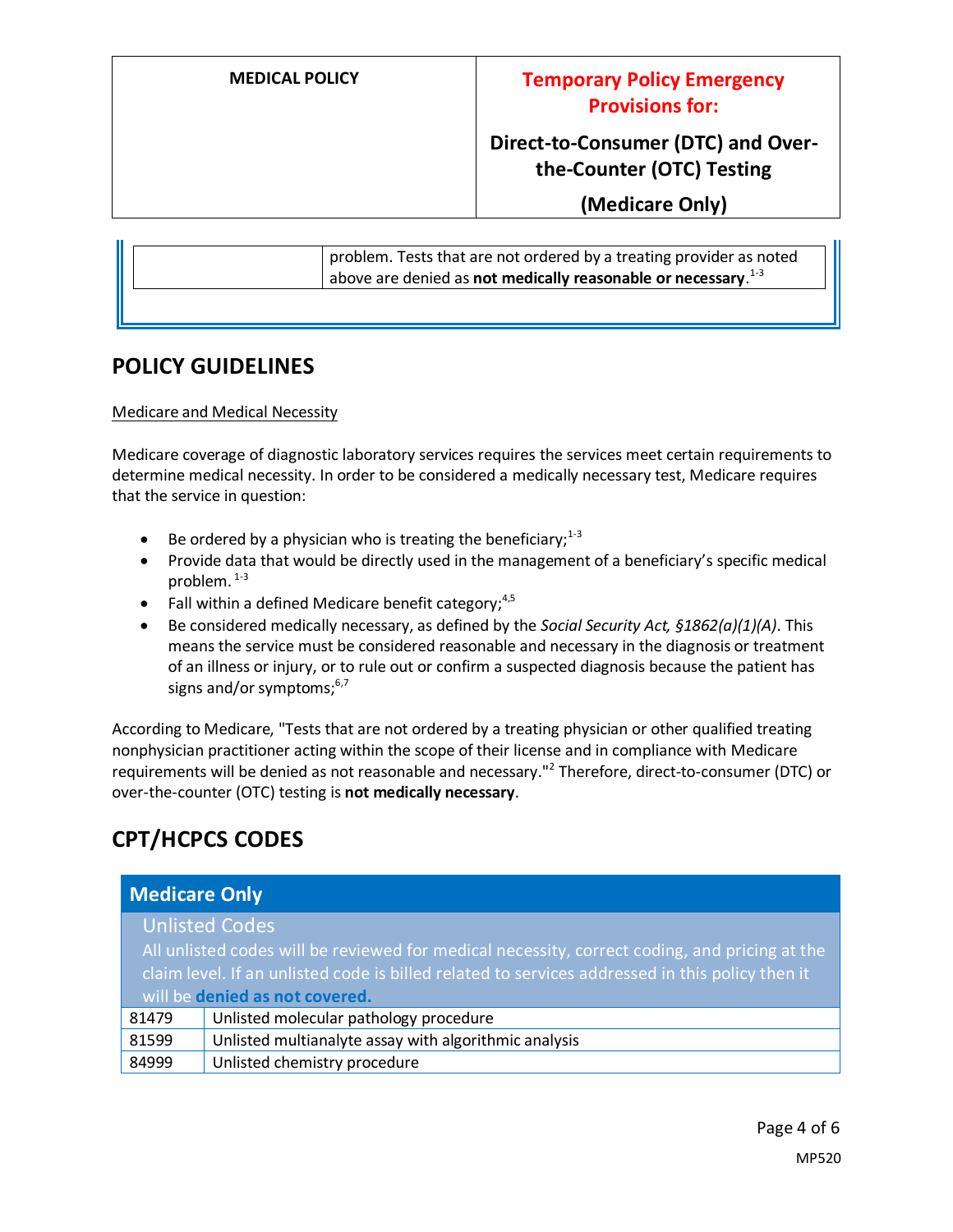| | problem. Tests that are not ordered by a treating provider as noted above are denied as **not medically reasonable or necessary**.[1-3] |
|---|---|

## POLICY GUIDELINES

Medicare and Medical Necessity

Medicare coverage of diagnostic laboratory services requires the services meet certain requirements to determine medical necessity. In order to be considered a medically necessary test, Medicare requires that the service in question:

- Be ordered by a physician who is treating the beneficiary;[1-3]
- Provide data that would be directly used in the management of a beneficiary's specific medical problem.[1-3]
- Fall within a defined Medicare benefit category;[4,5]
- Be considered medically necessary, as defined by the *Social Security Act, §1862(a)(1)(A)*. This means the service must be considered reasonable and necessary in the diagnosis or treatment of an illness or injury, or to rule out or confirm a suspected diagnosis because the patient has signs and/or symptoms;[6,7]

According to Medicare, "Tests that are not ordered by a treating physician or other qualified treating nonphysician practitioner acting within the scope of their license and in compliance with Medicare requirements will be denied as not reasonable and necessary."[2] Therefore, direct-to-consumer (DTC) or over-the-counter (OTC) testing is **not medically necessary**.

## CPT/HCPCS CODES

| Medicare Only | |
|---|---|
| Unlisted Codes<br>All unlisted codes will be reviewed for medical necessity, correct coding, and pricing at the claim level. If an unlisted code is billed related to services addressed in this policy then it will be **denied as not covered.** | |
| 81479 | Unlisted molecular pathology procedure |
| 81599 | Unlisted multianalyte assay with algorithmic analysis |
| 84999 | Unlisted chemistry procedure |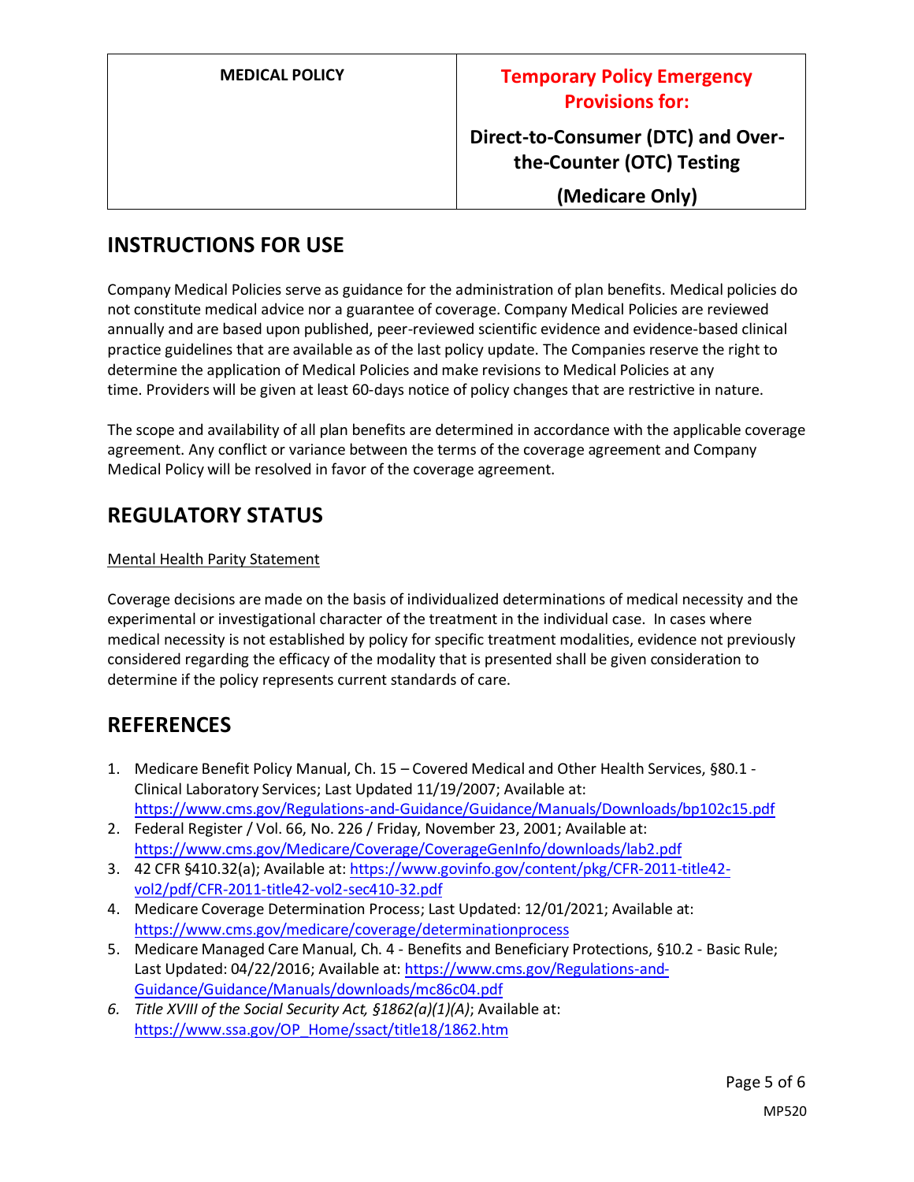| MEDICAL POLICY | Temporary Policy Emergency Provisions for: Direct-to-Consumer (DTC) and Over-the-Counter (OTC) Testing (Medicare Only) |
|---|---|

## INSTRUCTIONS FOR USE

Company Medical Policies serve as guidance for the administration of plan benefits. Medical policies do not constitute medical advice nor a guarantee of coverage. Company Medical Policies are reviewed annually and are based upon published, peer-reviewed scientific evidence and evidence-based clinical practice guidelines that are available as of the last policy update. The Companies reserve the right to determine the application of Medical Policies and make revisions to Medical Policies at any time. Providers will be given at least 60-days notice of policy changes that are restrictive in nature.

The scope and availability of all plan benefits are determined in accordance with the applicable coverage agreement. Any conflict or variance between the terms of the coverage agreement and Company Medical Policy will be resolved in favor of the coverage agreement.

## REGULATORY STATUS

Mental Health Parity Statement

Coverage decisions are made on the basis of individualized determinations of medical necessity and the experimental or investigational character of the treatment in the individual case. In cases where medical necessity is not established by policy for specific treatment modalities, evidence not previously considered regarding the efficacy of the modality that is presented shall be given consideration to determine if the policy represents current standards of care.

## REFERENCES

1. Medicare Benefit Policy Manual, Ch. 15 – Covered Medical and Other Health Services, §80.1 - Clinical Laboratory Services; Last Updated 11/19/2007; Available at: https://www.cms.gov/Regulations-and-Guidance/Guidance/Manuals/Downloads/bp102c15.pdf
2. Federal Register / Vol. 66, No. 226 / Friday, November 23, 2001; Available at: https://www.cms.gov/Medicare/Coverage/CoverageGenInfo/downloads/lab2.pdf
3. 42 CFR §410.32(a); Available at: https://www.govinfo.gov/content/pkg/CFR-2011-title42-vol2/pdf/CFR-2011-title42-vol2-sec410-32.pdf
4. Medicare Coverage Determination Process; Last Updated: 12/01/2021; Available at: https://www.cms.gov/medicare/coverage/determinationprocess
5. Medicare Managed Care Manual, Ch. 4 - Benefits and Beneficiary Protections, §10.2 - Basic Rule; Last Updated: 04/22/2016; Available at: https://www.cms.gov/Regulations-and-Guidance/Guidance/Manuals/downloads/mc86c04.pdf
6. *Title XVIII of the Social Security Act, §1862(a)(1)(A)*; Available at: https://www.ssa.gov/OP_Home/ssact/title18/1862.htm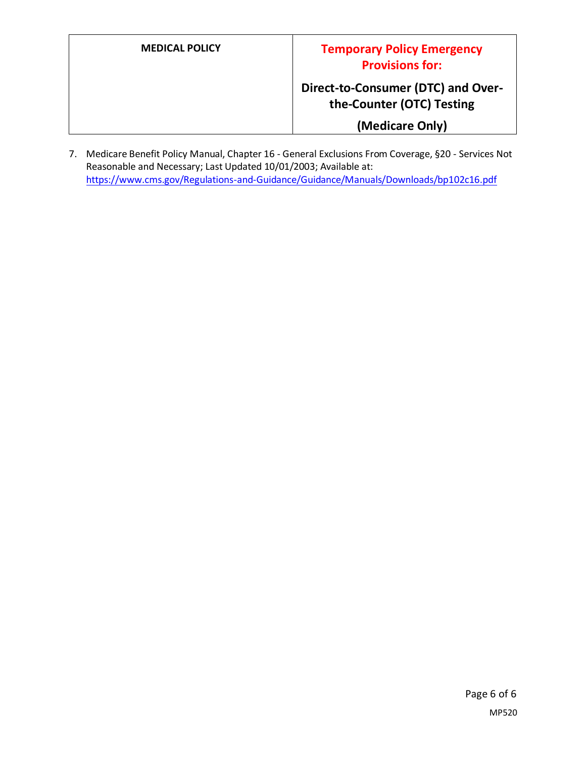7. Medicare Benefit Policy Manual, Chapter 16 - General Exclusions From Coverage, §20 - Services Not Reasonable and Necessary; Last Updated 10/01/2003; Available at: https://www.cms.gov/Regulations-and-Guidance/Guidance/Manuals/Downloads/bp102c16.pdf